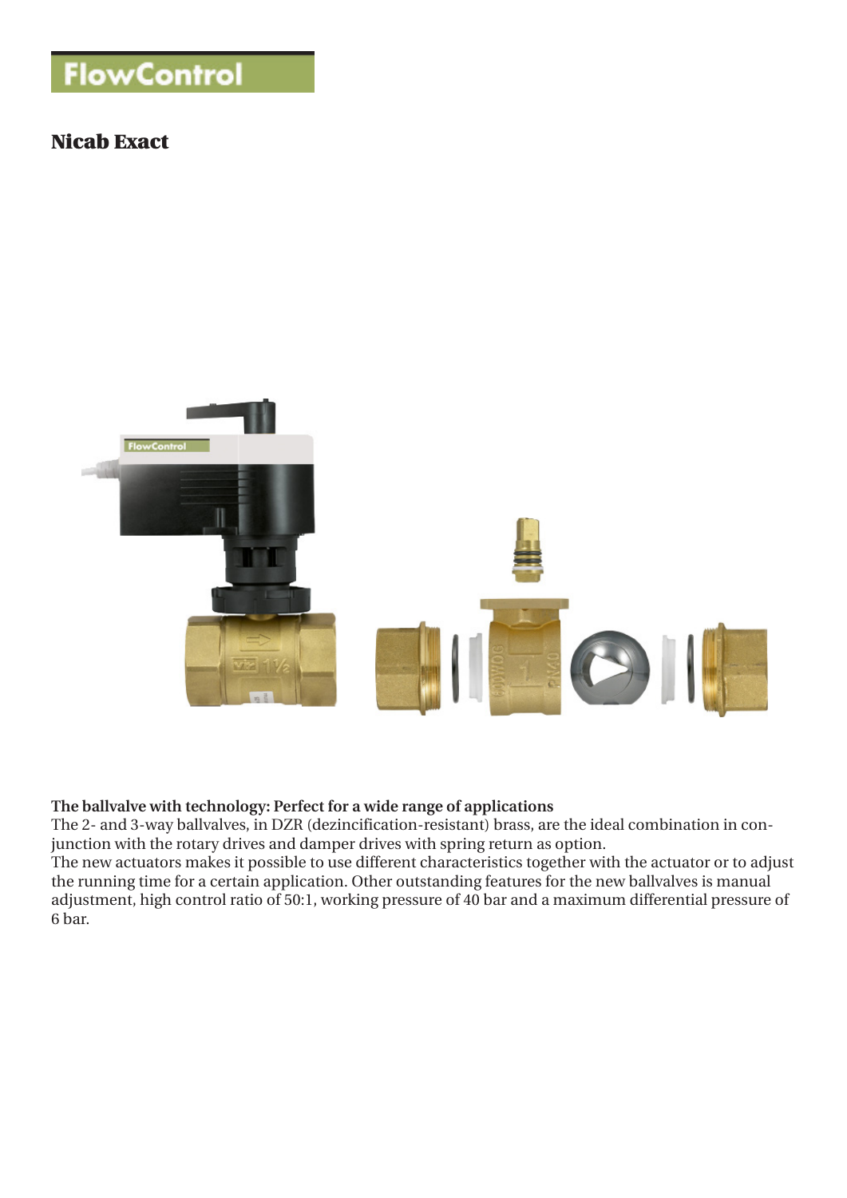FlowControl

# Nicab Exact

**The ballvalve with technology: Perfect for a wide range of applications**

The 2- and 3-way ballvalves, in DZR (dezincification-resistant) brass, are the ideal combination in conjunction with the rotary drives and damper drives with spring return as option.

The new actuators makes it possible to use different characteristics together with the actuator or to adjust the running time for a certain application. Other outstanding features for the new ballvalves is manual adjustment, high control ratio of 50:1, working pressure of 40 bar and a maximum differential pressure of 6 bar.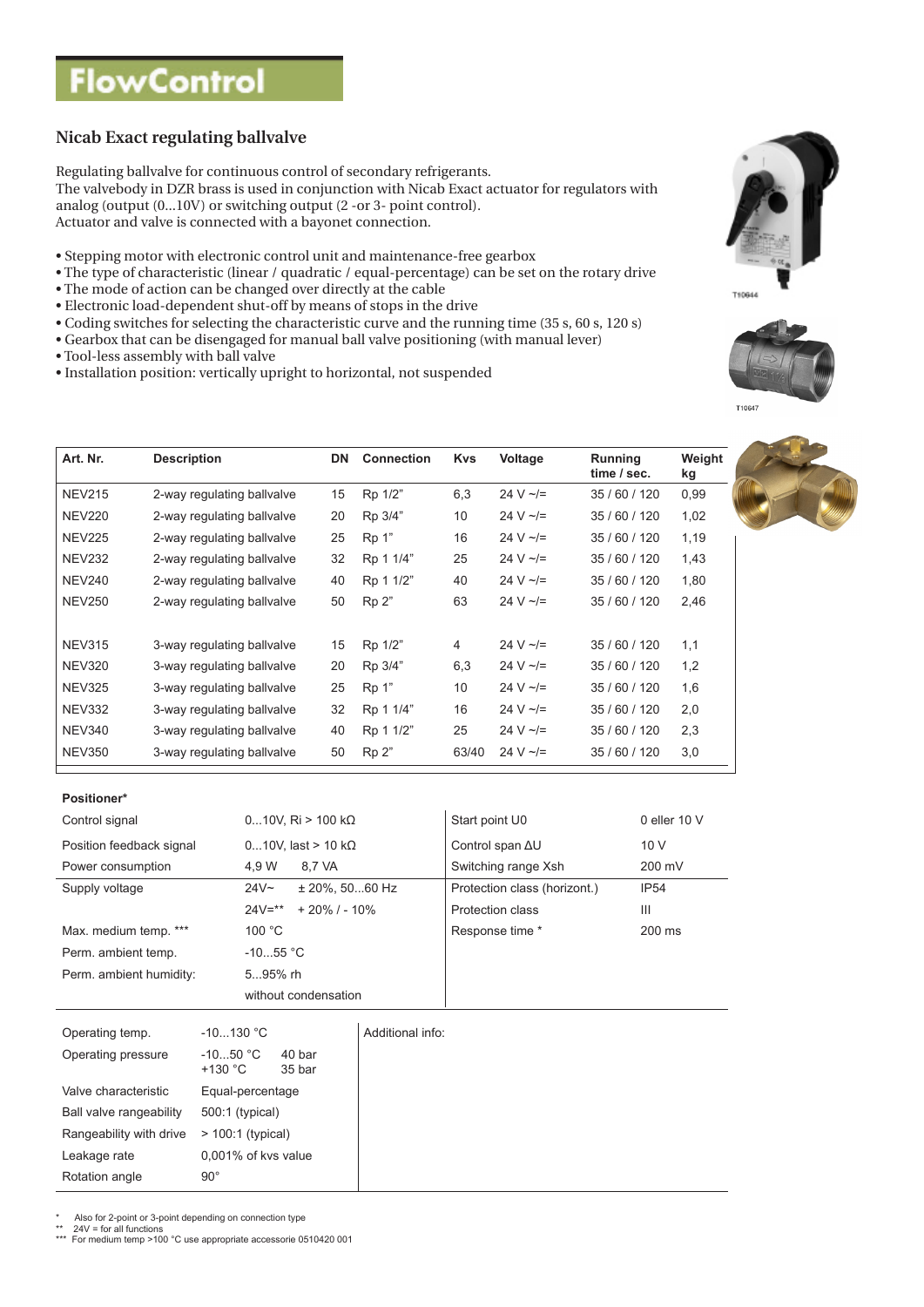# FlowControl

## Nicab Exact regulating ballvalve

Regulating ballvalve for continuous control of secondary refrigerants.
The valvebody in DZR brass is used in conjunction with Nicab Exact actuator for regulators with analog (output (0...10V) or switching output (2 -or 3- point control).
Actuator and valve is connected with a bayonet connection.

- Stepping motor with electronic control unit and maintenance-free gearbox
- The type of characteristic (linear / quadratic / equal-percentage) can be set on the rotary drive
- The mode of action can be changed over directly at the cable
- Electronic load-dependent shut-off by means of stops in the drive
- Coding switches for selecting the characteristic curve and the running time (35 s, 60 s, 120 s)
- Gearbox that can be disengaged for manual ball valve positioning (with manual lever)
- Tool-less assembly with ball valve
- Installation position: vertically upright to horizontal, not suspended

T10644

T10647

| Art. Nr. | Description | DN | Connection | Kvs | Voltage | Running time / sec. | Weight kg |
|---|---|---|---|---|---|---|---|
| NEV215 | 2-way regulating ballvalve | 15 | Rp 1/2" | 6,3 | 24 V ~/= | 35 / 60 / 120 | 0,99 |
| NEV220 | 2-way regulating ballvalve | 20 | Rp 3/4" | 10 | 24 V ~/= | 35 / 60 / 120 | 1,02 |
| NEV225 | 2-way regulating ballvalve | 25 | Rp 1" | 16 | 24 V ~/= | 35 / 60 / 120 | 1,19 |
| NEV232 | 2-way regulating ballvalve | 32 | Rp 1 1/4" | 25 | 24 V ~/= | 35 / 60 / 120 | 1,43 |
| NEV240 | 2-way regulating ballvalve | 40 | Rp 1 1/2" | 40 | 24 V ~/= | 35 / 60 / 120 | 1,80 |
| NEV250 | 2-way regulating ballvalve | 50 | Rp 2" | 63 | 24 V ~/= | 35 / 60 / 120 | 2,46 |
| | | | | | | | |
| NEV315 | 3-way regulating ballvalve | 15 | Rp 1/2" | 4 | 24 V ~/= | 35 / 60 / 120 | 1,1 |
| NEV320 | 3-way regulating ballvalve | 20 | Rp 3/4" | 6,3 | 24 V ~/= | 35 / 60 / 120 | 1,2 |
| NEV325 | 3-way regulating ballvalve | 25 | Rp 1" | 10 | 24 V ~/= | 35 / 60 / 120 | 1,6 |
| NEV332 | 3-way regulating ballvalve | 32 | Rp 1 1/4" | 16 | 24 V ~/= | 35 / 60 / 120 | 2,0 |
| NEV340 | 3-way regulating ballvalve | 40 | Rp 1 1/2" | 25 | 24 V ~/= | 35 / 60 / 120 | 2,3 |
| NEV350 | 3-way regulating ballvalve | 50 | Rp 2" | 63/40 | 24 V ~/= | 35 / 60 / 120 | 3,0 |

**Positioner***

| | | | |
|---|---|---|---|
| Control signal | 0...10V, Ri > 100 kΩ | Start point U0 | 0 eller 10 V |
| Position feedback signal | 0...10V, last > 10 kΩ | Control span ΔU | 10 V |
| Power consumption | 4,9 W 8,7 VA | Switching range Xsh | 200 mV |
| Supply voltage | 24V~ ± 20%, 50...60 Hz | Protection class (horizont.) | IP54 |
| | 24V=** + 20% / - 10% | Protection class | III |
| Max. medium temp. *** | 100 °C | Response time * | 200 ms |
| Perm. ambient temp. | -10...55 °C | | |
| Perm. ambient humidity: | 5...95% rh without condensation | | |

| | | |
|---|---|---|
| Operating temp. | -10...130 °C | Additional info: |
| Operating pressure | -10...50 °C 40 bar<br>+130 °C 35 bar | |
| Valve characteristic | Equal-percentage | |
| Ball valve rangeability | 500:1 (typical) | |
| Rangeability with drive | > 100:1 (typical) | |
| Leakage rate | 0,001% of kvs value | |
| Rotation angle | 90° | |

\* Also for 2-point or 3-point depending on connection type
\*\* 24V = for all functions
\*\*\* For medium temp >100 °C use appropriate accessorie 0510420 001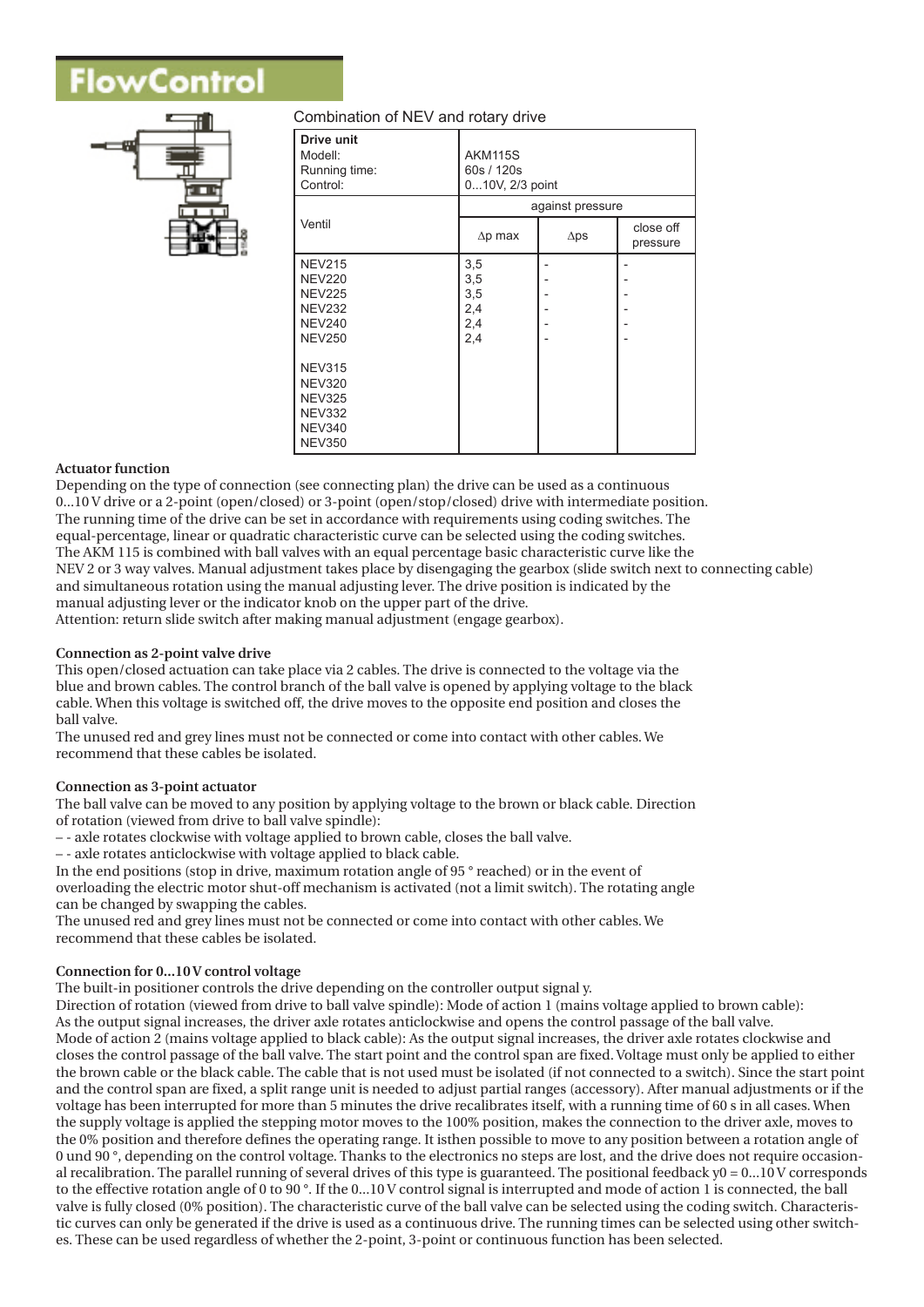# FlowControl

Combination of NEV and rotary drive

| **Drive unit** Modell: Running time: Control: | AKM115S 60s / 120s 0...10V, 2/3 point | | |
|---|---|---|---|
| Ventil | against pressure | | |
| | ∆p max | ∆ps | close off pressure |
| NEV215 | 3,5 | - | - |
| NEV220 | 3,5 | - | - |
| NEV225 | 3,5 | - | - |
| NEV232 | 2,4 | - | - |
| NEV240 | 2,4 | - | - |
| NEV250 | 2,4 | - | - |
| NEV315 | | | |
| NEV320 | | | |
| NEV325 | | | |
| NEV332 | | | |
| NEV340 | | | |
| NEV350 | | | |

**Actuator function**

Depending on the type of connection (see connecting plan) the drive can be used as a continuous 0...10 V drive or a 2-point (open/closed) or 3-point (open/stop/closed) drive with intermediate position. The running time of the drive can be set in accordance with requirements using coding switches. The equal-percentage, linear or quadratic characteristic curve can be selected using the coding switches. The AKM 115 is combined with ball valves with an equal percentage basic characteristic curve like the NEV 2 or 3 way valves. Manual adjustment takes place by disengaging the gearbox (slide switch next to connecting cable) and simultaneous rotation using the manual adjusting lever. The drive position is indicated by the manual adjusting lever or the indicator knob on the upper part of the drive.
Attention: return slide switch after making manual adjustment (engage gearbox).

**Connection as 2-point valve drive**

This open/closed actuation can take place via 2 cables. The drive is connected to the voltage via the blue and brown cables. The control branch of the ball valve is opened by applying voltage to the black cable. When this voltage is switched off, the drive moves to the opposite end position and closes the ball valve.
The unused red and grey lines must not be connected or come into contact with other cables. We recommend that these cables be isolated.

**Connection as 3-point actuator**

The ball valve can be moved to any position by applying voltage to the brown or black cable. Direction of rotation (viewed from drive to ball valve spindle):
– - axle rotates clockwise with voltage applied to brown cable, closes the ball valve.
– - axle rotates anticlockwise with voltage applied to black cable.
In the end positions (stop in drive, maximum rotation angle of 95 ° reached) or in the event of overloading the electric motor shut-off mechanism is activated (not a limit switch). The rotating angle can be changed by swapping the cables.
The unused red and grey lines must not be connected or come into contact with other cables. We recommend that these cables be isolated.

**Connection for 0...10 V control voltage**

The built-in positioner controls the drive depending on the controller output signal y.
Direction of rotation (viewed from drive to ball valve spindle): Mode of action 1 (mains voltage applied to brown cable): As the output signal increases, the driver axle rotates anticlockwise and opens the control passage of the ball valve. Mode of action 2 (mains voltage applied to black cable): As the output signal increases, the driver axle rotates clockwise and closes the control passage of the ball valve. The start point and the control span are fixed. Voltage must only be applied to either the brown cable or the black cable. The cable that is not used must be isolated (if not connected to a switch). Since the start point and the control span are fixed, a split range unit is needed to adjust partial ranges (accessory). After manual adjustments or if the voltage has been interrupted for more than 5 minutes the drive recalibrates itself, with a running time of 60 s in all cases. When the supply voltage is applied the stepping motor moves to the 100% position, makes the connection to the driver axle, moves to the 0% position and therefore defines the operating range. It isthen possible to move to any position between a rotation angle of 0 und 90 °, depending on the control voltage. Thanks to the electronics no steps are lost, and the drive does not require occasional recalibration. The parallel running of several drives of this type is guaranteed. The positional feedback y0 = 0...10 V corresponds to the effective rotation angle of 0 to 90 °. If the 0...10 V control signal is interrupted and mode of action 1 is connected, the ball valve is fully closed (0% position). The characteristic curve of the ball valve can be selected using the coding switch. Characteristic curves can only be generated if the drive is used as a continuous drive. The running times can be selected using other switches. These can be used regardless of whether the 2-point, 3-point or continuous function has been selected.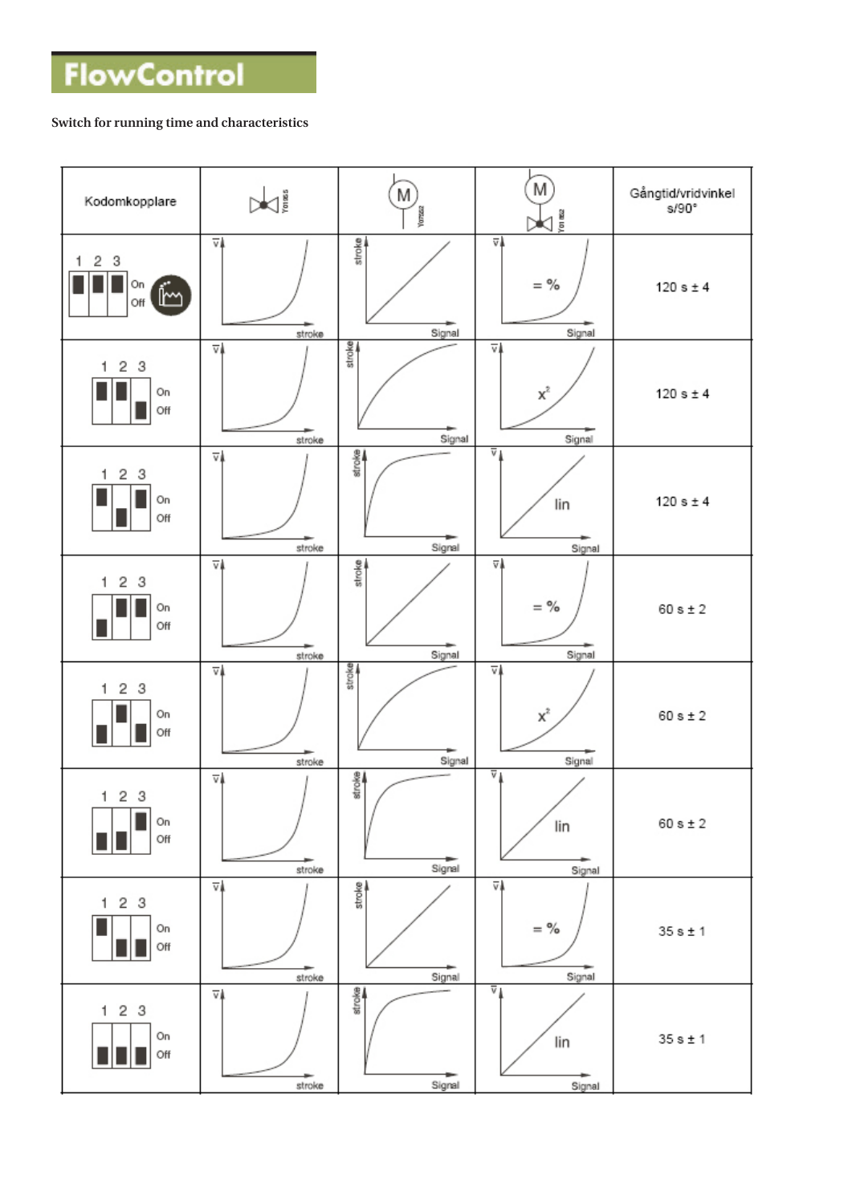# FlowControl

Switch for running time and characteristics

| Kodomkopplare | Valve (Y01855) | Motor (Y01852) | Motor + valve (Y01852) | Gångtid/vridvinkel s/90° |
|---|---|---|---|---|
| 1 2 3 On Off | V̇ / stroke | stroke / Signal | V̇ / Signal, = % | 120 s ± 4 |
| 1 2 3 On Off | V̇ / stroke | stroke / Signal | V̇ / Signal, $x^2$ | 120 s ± 4 |
| 1 2 3 On Off | V̇ / stroke | stroke / Signal | V̇ / Signal, lin | 120 s ± 4 |
| 1 2 3 On Off | V̇ / stroke | stroke / Signal | V̇ / Signal, = % | 60 s ± 2 |
| 1 2 3 On Off | V̇ / stroke | stroke / Signal | V̇ / Signal, $x^2$ | 60 s ± 2 |
| 1 2 3 On Off | V̇ / stroke | stroke / Signal | V̇ / Signal, lin | 60 s ± 2 |
| 1 2 3 On Off | V̇ / stroke | stroke / Signal | V̇ / Signal, = % | 35 s ± 1 |
| 1 2 3 On Off | V̇ / stroke | stroke / Signal | V̇ / Signal, lin | 35 s ± 1 |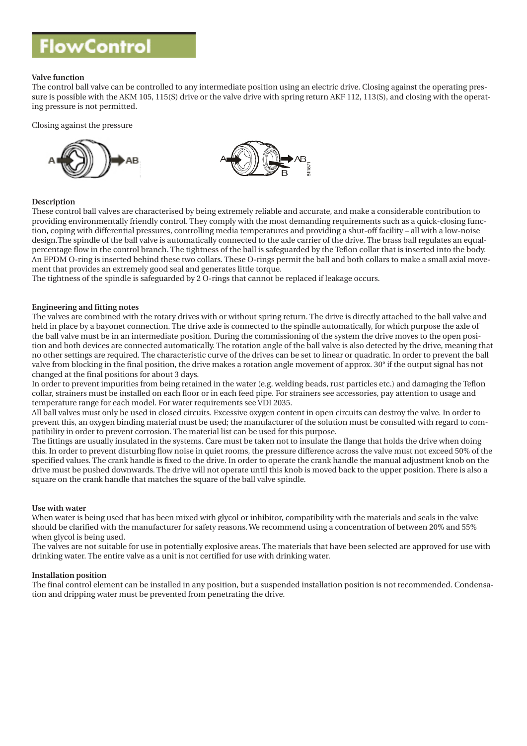# FlowControl

**Valve function**

The control ball valve can be controlled to any intermediate position using an electric drive. Closing against the operating pressure is possible with the AKM 105, 115(S) drive or the valve drive with spring return AKF 112, 113(S), and closing with the operating pressure is not permitted.

Closing against the pressure

**Description**

These control ball valves are characterised by being extremely reliable and accurate, and make a considerable contribution to providing environmentally friendly control. They comply with the most demanding requirements such as a quick-closing function, coping with differential pressures, controlling media temperatures and providing a shut-off facility – all with a low-noise design.The spindle of the ball valve is automatically connected to the axle carrier of the drive. The brass ball regulates an equal-percentage flow in the control branch. The tightness of the ball is safeguarded by the Teflon collar that is inserted into the body. An EPDM O-ring is inserted behind these two collars. These O-rings permit the ball and both collars to make a small axial movement that provides an extremely good seal and generates little torque.
The tightness of the spindle is safeguarded by 2 O-rings that cannot be replaced if leakage occurs.

**Engineering and fitting notes**

The valves are combined with the rotary drives with or without spring return. The drive is directly attached to the ball valve and held in place by a bayonet connection. The drive axle is connected to the spindle automatically, for which purpose the axle of the ball valve must be in an intermediate position. During the commissioning of the system the drive moves to the open position and both devices are connected automatically. The rotation angle of the ball valve is also detected by the drive, meaning that no other settings are required. The characteristic curve of the drives can be set to linear or quadratic. In order to prevent the ball valve from blocking in the final position, the drive makes a rotation angle movement of approx. 30° if the output signal has not changed at the final positions for about 3 days.
In order to prevent impurities from being retained in the water (e.g. welding beads, rust particles etc.) and damaging the Teflon collar, strainers must be installed on each floor or in each feed pipe. For strainers see accessories, pay attention to usage and temperature range for each model. For water requirements see VDI 2035.
All ball valves must only be used in closed circuits. Excessive oxygen content in open circuits can destroy the valve. In order to prevent this, an oxygen binding material must be used; the manufacturer of the solution must be consulted with regard to compatibility in order to prevent corrosion. The material list can be used for this purpose.
The fittings are usually insulated in the systems. Care must be taken not to insulate the flange that holds the drive when doing this. In order to prevent disturbing flow noise in quiet rooms, the pressure difference across the valve must not exceed 50% of the specified values. The crank handle is fixed to the drive. In order to operate the crank handle the manual adjustment knob on the drive must be pushed downwards. The drive will not operate until this knob is moved back to the upper position. There is also a square on the crank handle that matches the square of the ball valve spindle.

**Use with water**

When water is being used that has been mixed with glycol or inhibitor, compatibility with the materials and seals in the valve should be clarified with the manufacturer for safety reasons. We recommend using a concentration of between 20% and 55% when glycol is being used.
The valves are not suitable for use in potentially explosive areas. The materials that have been selected are approved for use with drinking water. The entire valve as a unit is not certified for use with drinking water.

**Installation position**

The final control element can be installed in any position, but a suspended installation position is not recommended. Condensation and dripping water must be prevented from penetrating the drive.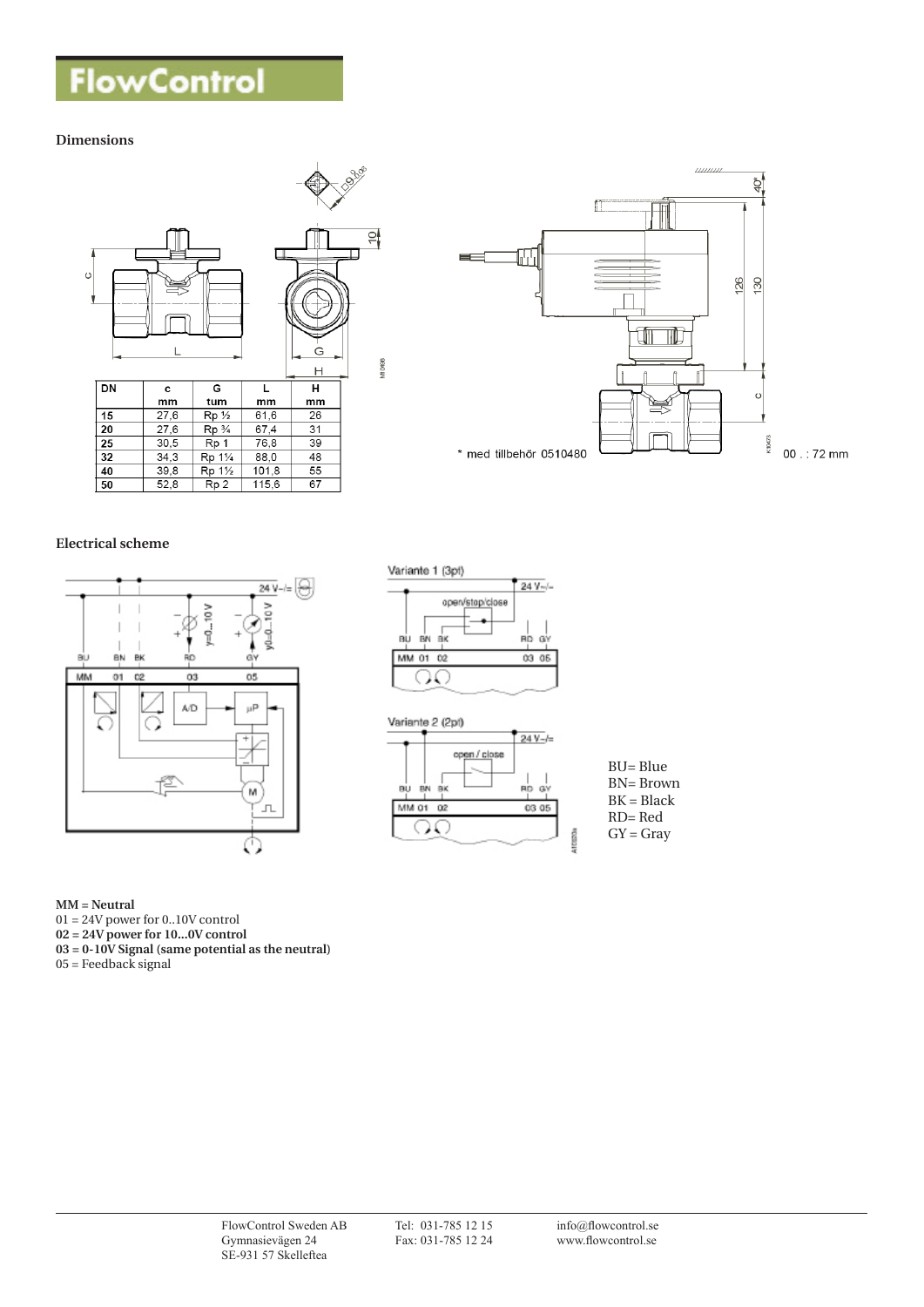# FlowControl

## Dimensions

| DN | c mm | G tum | L mm | H mm |
|---|---|---|---|---|
| 15 | 27,6 | Rp ½ | 61,6 | 26 |
| 20 | 27,6 | Rp ¾ | 67,4 | 31 |
| 25 | 30,5 | Rp 1 | 76,8 | 39 |
| 32 | 34,3 | Rp 1¼ | 88,0 | 48 |
| 40 | 39,8 | Rp 1½ | 101,8 | 55 |
| 50 | 52,8 | Rp 2 | 115,6 | 67 |

\* med tillbehör 0510480

00 . : 72 mm

## Electrical scheme

Variante 1 (3pt)

Variante 2 (2pt)

BU= Blue
BN= Brown
BK = Black
RD= Red
GY = Gray

**MM = Neutral**
01 = 24V power for 0..10V control
**02 = 24V power for 10...0V control**
**03 = 0-10V Signal (same potential as the neutral)**
05 = Feedback signal

FlowControl Sweden AB
Gymnasievägen 24
SE-931 57 Skelleftea

Tel: 031-785 12 15
Fax: 031-785 12 24

info@flowcontrol.se
www.flowcontrol.se